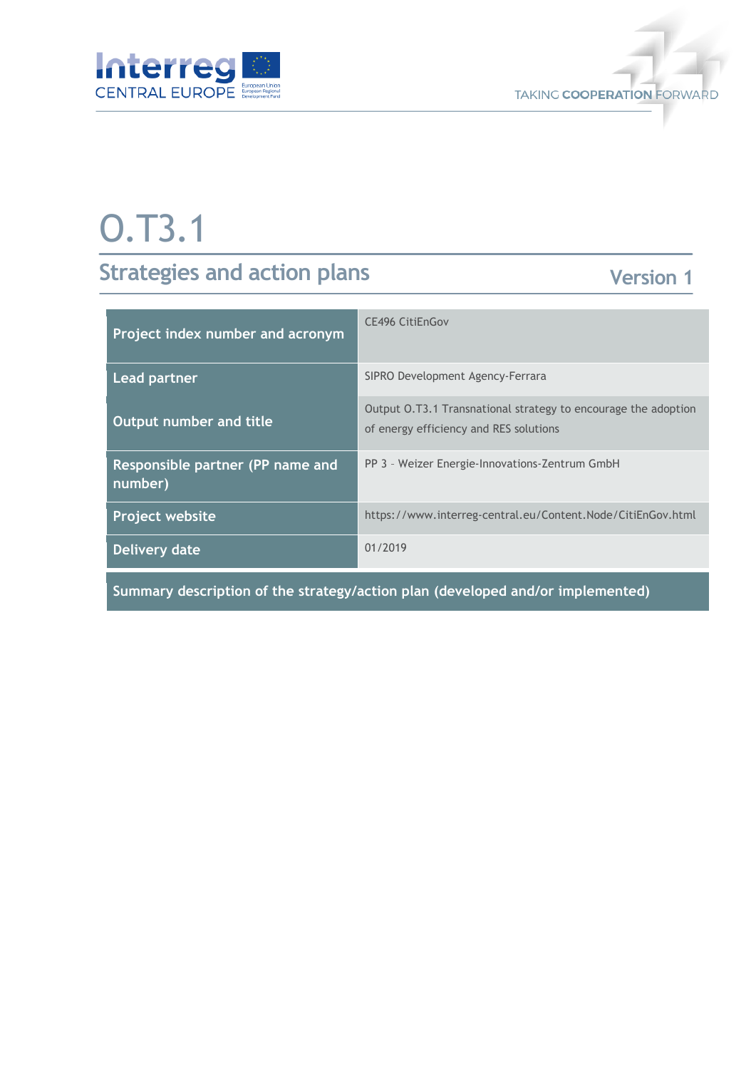# O.T3.1

## Strategies and action plans

Version 1

| Project index number and acronym | CE496 CitiEnGov |
|---|---|
| Lead partner | SIPRO Development Agency-Ferrara |
| Output number and title | Output O.T3.1 Transnational strategy to encourage the adoption of energy efficiency and RES solutions |
| Responsible partner (PP name and number) | PP 3 – Weizer Energie-Innovations-Zentrum GmbH |
| Project website | https://www.interreg-central.eu/Content.Node/CitiEnGov.html |
| Delivery date | 01/2019 |

**Summary description of the strategy/action plan (developed and/or implemented)**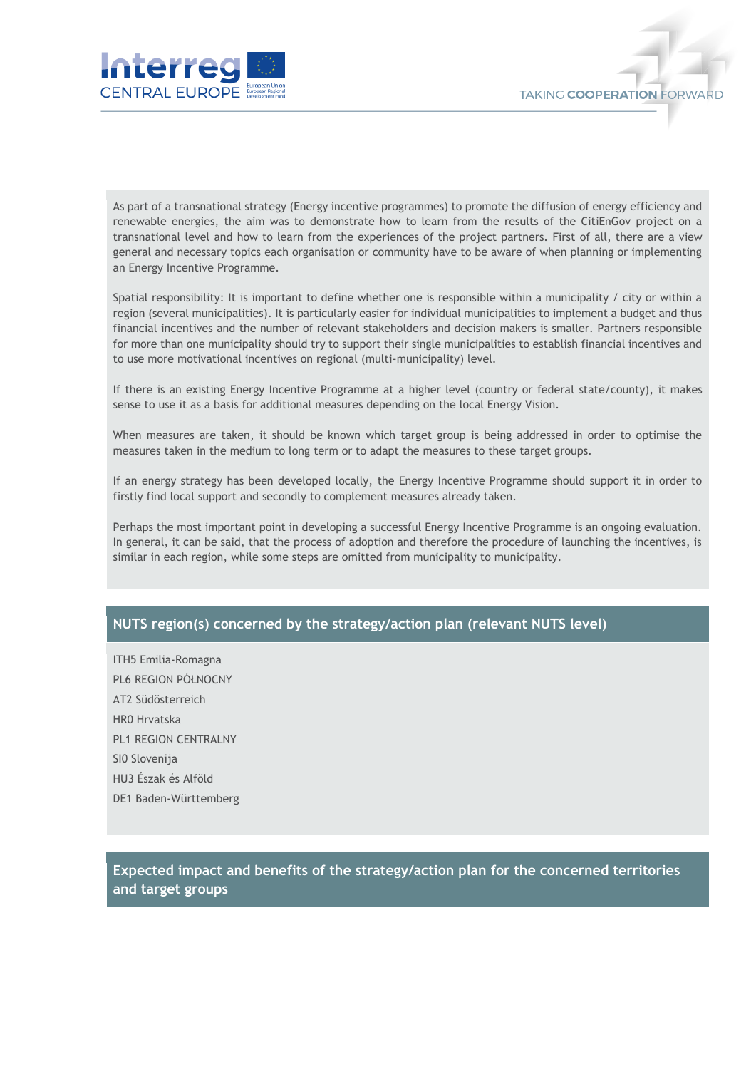As part of a transnational strategy (Energy incentive programmes) to promote the diffusion of energy efficiency and renewable energies, the aim was to demonstrate how to learn from the results of the CitiEnGov project on a transnational level and how to learn from the experiences of the project partners. First of all, there are a view general and necessary topics each organisation or community have to be aware of when planning or implementing an Energy Incentive Programme.

Spatial responsibility: It is important to define whether one is responsible within a municipality / city or within a region (several municipalities). It is particularly easier for individual municipalities to implement a budget and thus financial incentives and the number of relevant stakeholders and decision makers is smaller. Partners responsible for more than one municipality should try to support their single municipalities to establish financial incentives and to use more motivational incentives on regional (multi-municipality) level.

If there is an existing Energy Incentive Programme at a higher level (country or federal state/county), it makes sense to use it as a basis for additional measures depending on the local Energy Vision.

When measures are taken, it should be known which target group is being addressed in order to optimise the measures taken in the medium to long term or to adapt the measures to these target groups.

If an energy strategy has been developed locally, the Energy Incentive Programme should support it in order to firstly find local support and secondly to complement measures already taken.

Perhaps the most important point in developing a successful Energy Incentive Programme is an ongoing evaluation. In general, it can be said, that the process of adoption and therefore the procedure of launching the incentives, is similar in each region, while some steps are omitted from municipality to municipality.

## NUTS region(s) concerned by the strategy/action plan (relevant NUTS level)

ITH5 Emilia-Romagna

PL6 REGION PÓŁNOCNY

AT2 Südösterreich

HR0 Hrvatska

PL1 REGION CENTRALNY

SI0 Slovenija

HU3 Észak és Alföld

DE1 Baden-Württemberg

## Expected impact and benefits of the strategy/action plan for the concerned territories and target groups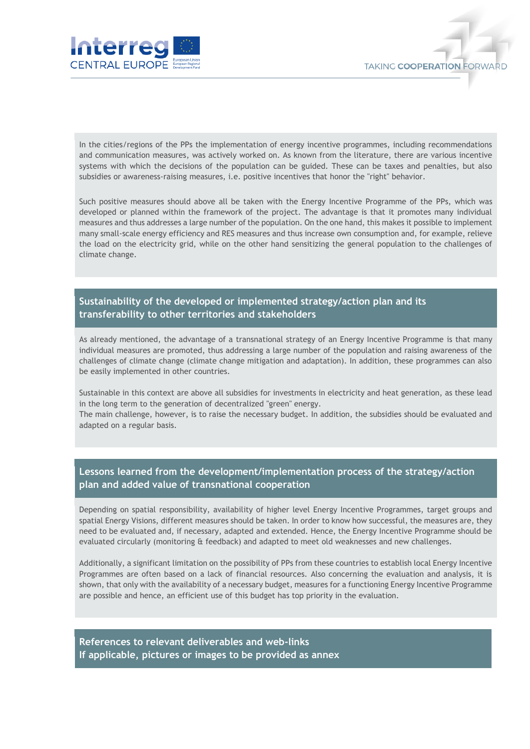In the cities/regions of the PPs the implementation of energy incentive programmes, including recommendations and communication measures, was actively worked on. As known from the literature, there are various incentive systems with which the decisions of the population can be guided. These can be taxes and penalties, but also subsidies or awareness-raising measures, i.e. positive incentives that honor the "right" behavior.

Such positive measures should above all be taken with the Energy Incentive Programme of the PPs, which was developed or planned within the framework of the project. The advantage is that it promotes many individual measures and thus addresses a large number of the population. On the one hand, this makes it possible to implement many small-scale energy efficiency and RES measures and thus increase own consumption and, for example, relieve the load on the electricity grid, while on the other hand sensitizing the general population to the challenges of climate change.

## Sustainability of the developed or implemented strategy/action plan and its transferability to other territories and stakeholders

As already mentioned, the advantage of a transnational strategy of an Energy Incentive Programme is that many individual measures are promoted, thus addressing a large number of the population and raising awareness of the challenges of climate change (climate change mitigation and adaptation). In addition, these programmes can also be easily implemented in other countries.

Sustainable in this context are above all subsidies for investments in electricity and heat generation, as these lead in the long term to the generation of decentralized "green" energy.
The main challenge, however, is to raise the necessary budget. In addition, the subsidies should be evaluated and adapted on a regular basis.

## Lessons learned from the development/implementation process of the strategy/action plan and added value of transnational cooperation

Depending on spatial responsibility, availability of higher level Energy Incentive Programmes, target groups and spatial Energy Visions, different measures should be taken. In order to know how successful, the measures are, they need to be evaluated and, if necessary, adapted and extended. Hence, the Energy Incentive Programme should be evaluated circularly (monitoring & feedback) and adapted to meet old weaknesses and new challenges.

Additionally, a significant limitation on the possibility of PPs from these countries to establish local Energy Incentive Programmes are often based on a lack of financial resources. Also concerning the evaluation and analysis, it is shown, that only with the availability of a necessary budget, measures for a functioning Energy Incentive Programme are possible and hence, an efficient use of this budget has top priority in the evaluation.

## References to relevant deliverables and web-links
## If applicable, pictures or images to be provided as annex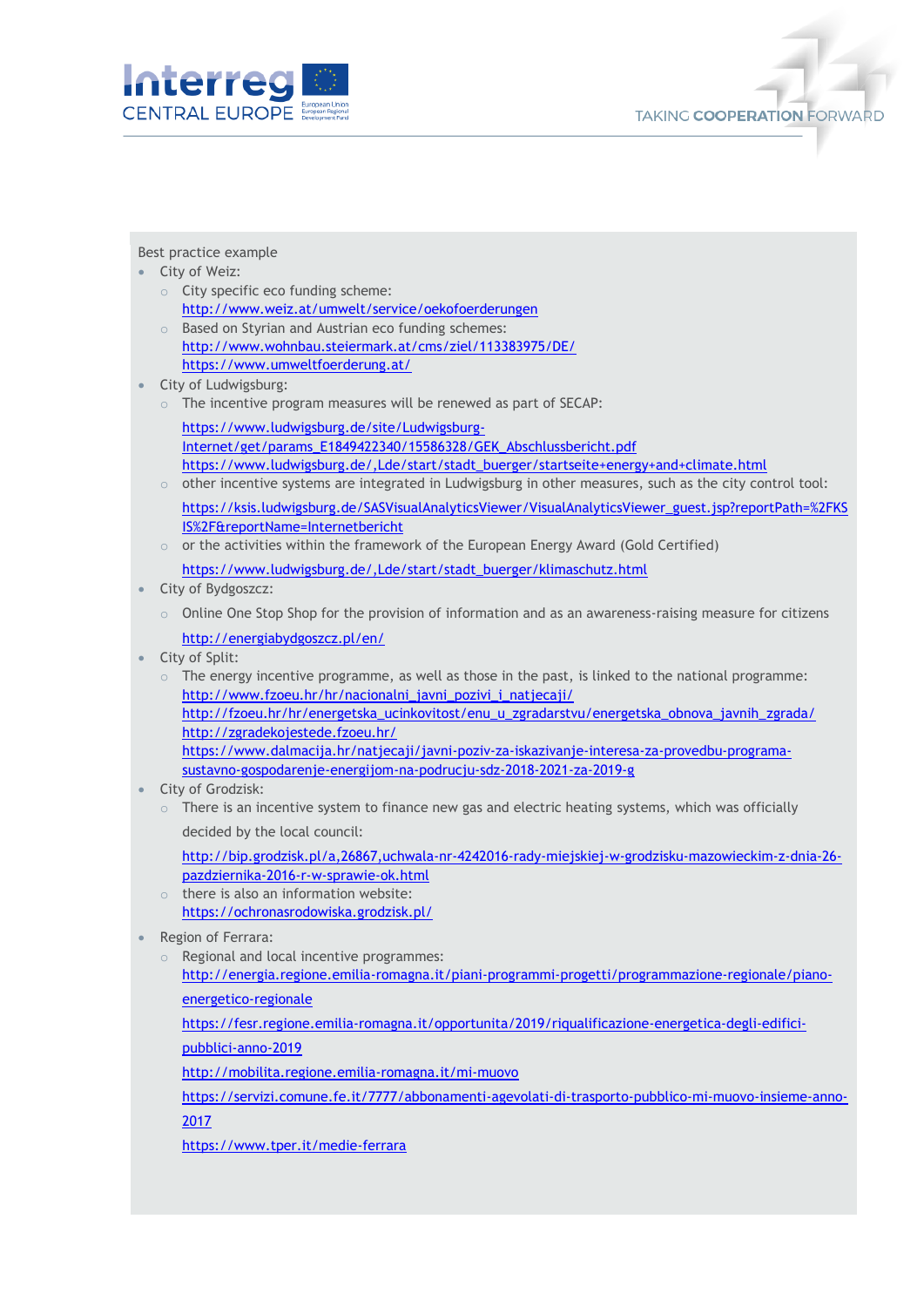Best practice example

- City of Weiz:
  - City specific eco funding scheme: http://www.weiz.at/umwelt/service/oekofoerderungen
  - Based on Styrian and Austrian eco funding schemes: http://www.wohnbau.steiermark.at/cms/ziel/113383975/DE/ https://www.umweltfoerderung.at/
- City of Ludwigsburg:
  - The incentive program measures will be renewed as part of SECAP:

    https://www.ludwigsburg.de/site/Ludwigsburg-Internet/get/params_E1849422340/15586328/GEK_Abschlussbericht.pdf https://www.ludwigsburg.de/,Lde/start/stadt_buerger/startseite+energy+and+climate.html
  - other incentive systems are integrated in Ludwigsburg in other measures, such as the city control tool:

    https://ksis.ludwigsburg.de/SASVisualAnalyticsViewer/VisualAnalyticsViewer_guest.jsp?reportPath=%2FKSIS%2F&reportName=Internetbericht
  - or the activities within the framework of the European Energy Award (Gold Certified)

    https://www.ludwigsburg.de/,Lde/start/stadt_buerger/klimaschutz.html
- City of Bydgoszcz:
  - Online One Stop Shop for the provision of information and as an awareness-raising measure for citizens

    http://energiabydgoszcz.pl/en/
- City of Split:
  - The energy incentive programme, as well as those in the past, is linked to the national programme: http://www.fzoeu.hr/hr/nacionalni_javni_pozivi_i_natjecaji/ http://fzoeu.hr/hr/energetska_ucinkovitost/enu_u_zgradarstvu/energetska_obnova_javnih_zgrada/ http://zgradekojestede.fzoeu.hr/ https://www.dalmacija.hr/natjecaji/javni-poziv-za-iskazivanje-interesa-za-provedbu-programa-sustavno-gospodarenje-energijom-na-podrucju-sdz-2018-2021-za-2019-g
- City of Grodzisk:
  - There is an incentive system to finance new gas and electric heating systems, which was officially decided by the local council:

    http://bip.grodzisk.pl/a,26867,uchwala-nr-4242016-rady-miejskiej-w-grodzisku-mazowieckim-z-dnia-26-pazdziernika-2016-r-w-sprawie-ok.html
  - there is also an information website: https://ochronasrodowiska.grodzisk.pl/
- Region of Ferrara:
  - Regional and local incentive programmes: http://energia.regione.emilia-romagna.it/piani-programmi-progetti/programmazione-regionale/piano-energetico-regionale

    https://fesr.regione.emilia-romagna.it/opportunita/2019/riqualificazione-energetica-degli-edifici-pubblici-anno-2019

    http://mobilita.regione.emilia-romagna.it/mi-muovo

    https://servizi.comune.fe.it/7777/abbonamenti-agevolati-di-trasporto-pubblico-mi-muovo-insieme-anno-2017

    https://www.tper.it/medie-ferrara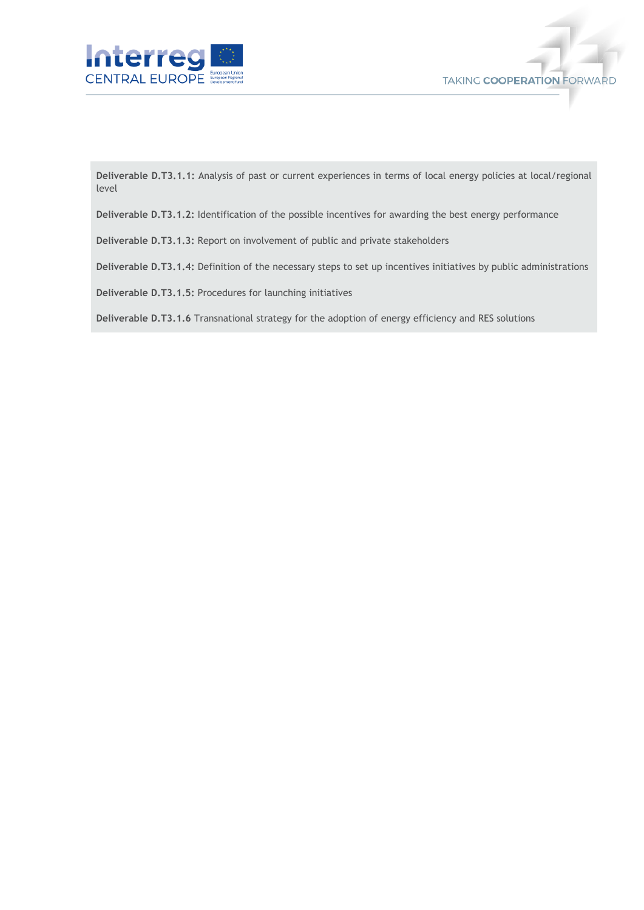**Deliverable D.T3.1.1:** Analysis of past or current experiences in terms of local energy policies at local/regional level

**Deliverable D.T3.1.2:** Identification of the possible incentives for awarding the best energy performance

**Deliverable D.T3.1.3:** Report on involvement of public and private stakeholders

**Deliverable D.T3.1.4:** Definition of the necessary steps to set up incentives initiatives by public administrations

**Deliverable D.T3.1.5:** Procedures for launching initiatives

**Deliverable D.T3.1.6** Transnational strategy for the adoption of energy efficiency and RES solutions